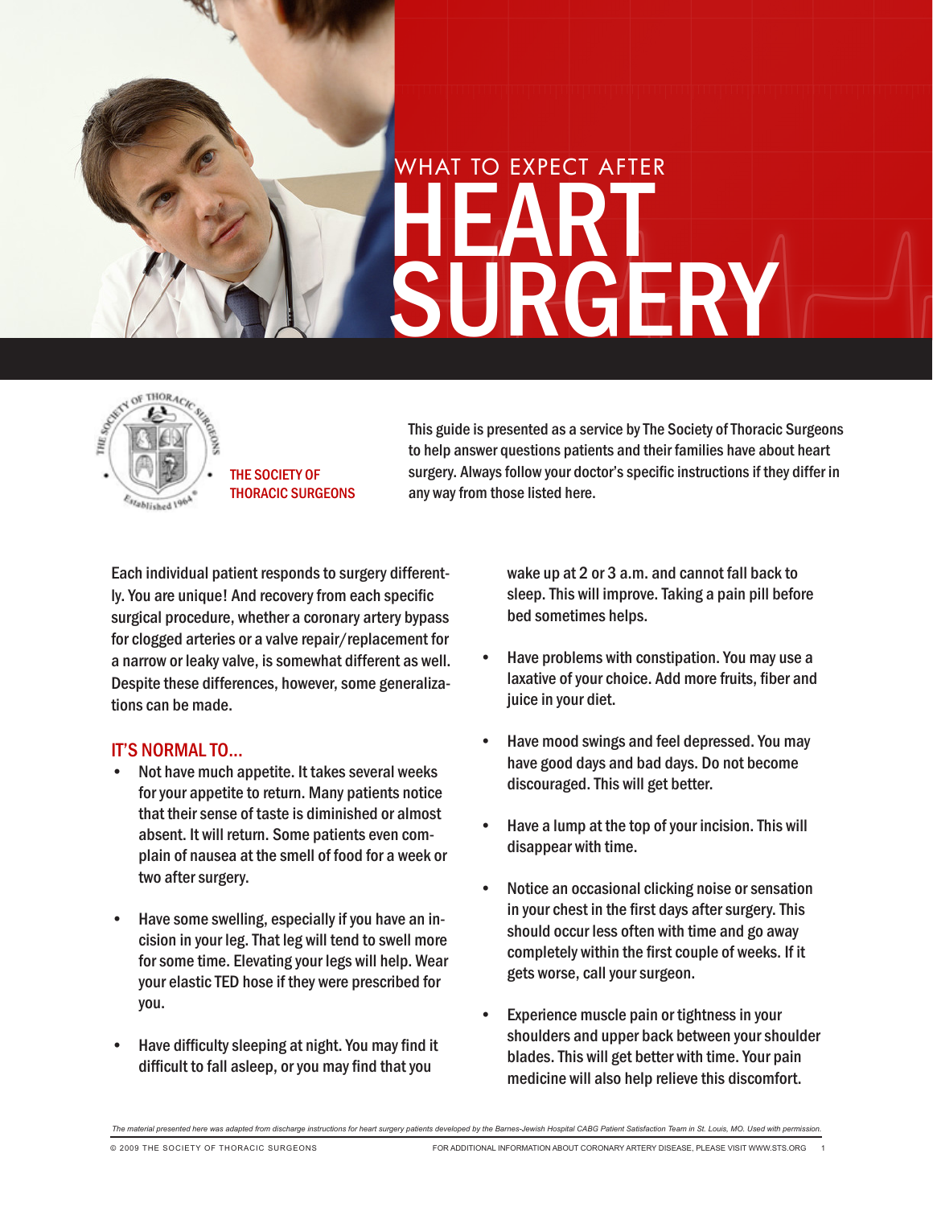# WHAT TO EXPECT AFTER HEART SURGERY

THE SOCIETY OF THORACIC SURGEONS

This guide is presented as a service by The Society of Thoracic Surgeons to help answer questions patients and their families have about heart surgery. Always follow your doctor's specific instructions if they differ in any way from those listed here.

Each individual patient responds to surgery differently. You are unique! And recovery from each specific surgical procedure, whether a coronary artery bypass for clogged arteries or a valve repair/replacement for a narrow or leaky valve, is somewhat different as well. Despite these differences, however, some generalizations can be made.

## IT'S NORMAL TO...

- Not have much appetite. It takes several weeks for your appetite to return. Many patients notice that their sense of taste is diminished or almost absent. It will return. Some patients even complain of nausea at the smell of food for a week or two after surgery.
- Have some swelling, especially if you have an incision in your leg. That leg will tend to swell more for some time. Elevating your legs will help. Wear your elastic TED hose if they were prescribed for you.
- Have difficulty sleeping at night. You may find it difficult to fall asleep, or you may find that you wake up at 2 or 3 a.m. and cannot fall back to sleep. This will improve. Taking a pain pill before bed sometimes helps.
- Have problems with constipation. You may use a laxative of your choice. Add more fruits, fiber and juice in your diet.
- Have mood swings and feel depressed. You may have good days and bad days. Do not become discouraged. This will get better.
- Have a lump at the top of your incision. This will disappear with time.
- Notice an occasional clicking noise or sensation in your chest in the first days after surgery. This should occur less often with time and go away completely within the first couple of weeks. If it gets worse, call your surgeon.
- Experience muscle pain or tightness in your shoulders and upper back between your shoulder blades. This will get better with time. Your pain medicine will also help relieve this discomfort.

*The material presented here was adapted from discharge instructions for heart surgery patients developed by the Barnes-Jewish Hospital CABG Patient Satisfaction Team in St. Louis, MO. Used with permission.*

© 2009 THE SOCIETY OF THORACIC SURGEONS

FOR ADDITIONAL INFORMATION ABOUT CORONARY ARTERY DISEASE, PLEASE VISIT WWW.STS.ORG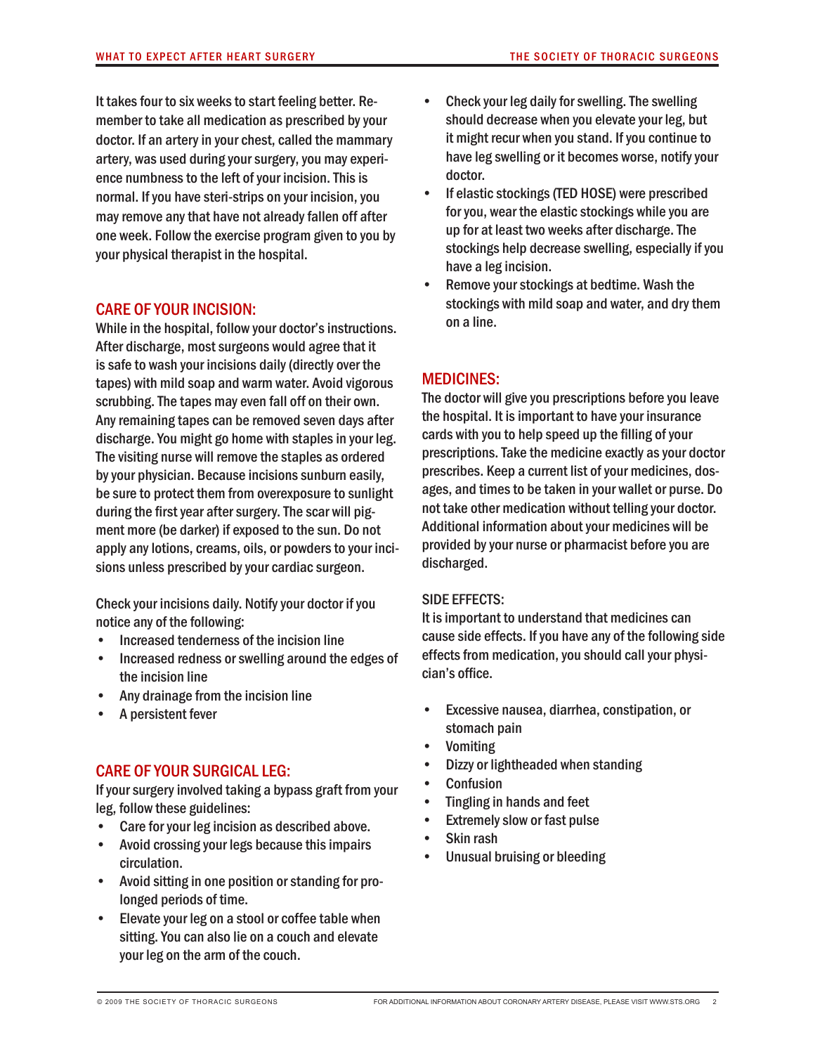It takes four to six weeks to start feeling better. Remember to take all medication as prescribed by your doctor. If an artery in your chest, called the mammary artery, was used during your surgery, you may experience numbness to the left of your incision. This is normal. If you have steri-strips on your incision, you may remove any that have not already fallen off after one week. Follow the exercise program given to you by your physical therapist in the hospital.

## CARE OF YOUR INCISION:

While in the hospital, follow your doctor's instructions. After discharge, most surgeons would agree that it is safe to wash your incisions daily (directly over the tapes) with mild soap and warm water. Avoid vigorous scrubbing. The tapes may even fall off on their own. Any remaining tapes can be removed seven days after discharge. You might go home with staples in your leg. The visiting nurse will remove the staples as ordered by your physician. Because incisions sunburn easily, be sure to protect them from overexposure to sunlight during the first year after surgery. The scar will pigment more (be darker) if exposed to the sun. Do not apply any lotions, creams, oils, or powders to your incisions unless prescribed by your cardiac surgeon.

Check your incisions daily. Notify your doctor if you notice any of the following:

- Increased tenderness of the incision line
- Increased redness or swelling around the edges of the incision line
- Any drainage from the incision line
- A persistent fever

## CARE OF YOUR SURGICAL LEG:

If your surgery involved taking a bypass graft from your leg, follow these guidelines:

- Care for your leg incision as described above.
- Avoid crossing your legs because this impairs circulation.
- Avoid sitting in one position or standing for prolonged periods of time.
- Elevate your leg on a stool or coffee table when sitting. You can also lie on a couch and elevate your leg on the arm of the couch.
- Check your leg daily for swelling. The swelling should decrease when you elevate your leg, but it might recur when you stand. If you continue to have leg swelling or it becomes worse, notify your doctor.
- If elastic stockings (TED HOSE) were prescribed for you, wear the elastic stockings while you are up for at least two weeks after discharge. The stockings help decrease swelling, especially if you have a leg incision.
- Remove your stockings at bedtime. Wash the stockings with mild soap and water, and dry them on a line.

## MEDICINES:

The doctor will give you prescriptions before you leave the hospital. It is important to have your insurance cards with you to help speed up the filling of your prescriptions. Take the medicine exactly as your doctor prescribes. Keep a current list of your medicines, dosages, and times to be taken in your wallet or purse. Do not take other medication without telling your doctor. Additional information about your medicines will be provided by your nurse or pharmacist before you are discharged.

### SIDE EFFECTS:

It is important to understand that medicines can cause side effects. If you have any of the following side effects from medication, you should call your physician's office.

- Excessive nausea, diarrhea, constipation, or stomach pain
- Vomiting
- Dizzy or lightheaded when standing
- Confusion
- Tingling in hands and feet
- Extremely slow or fast pulse
- Skin rash
- Unusual bruising or bleeding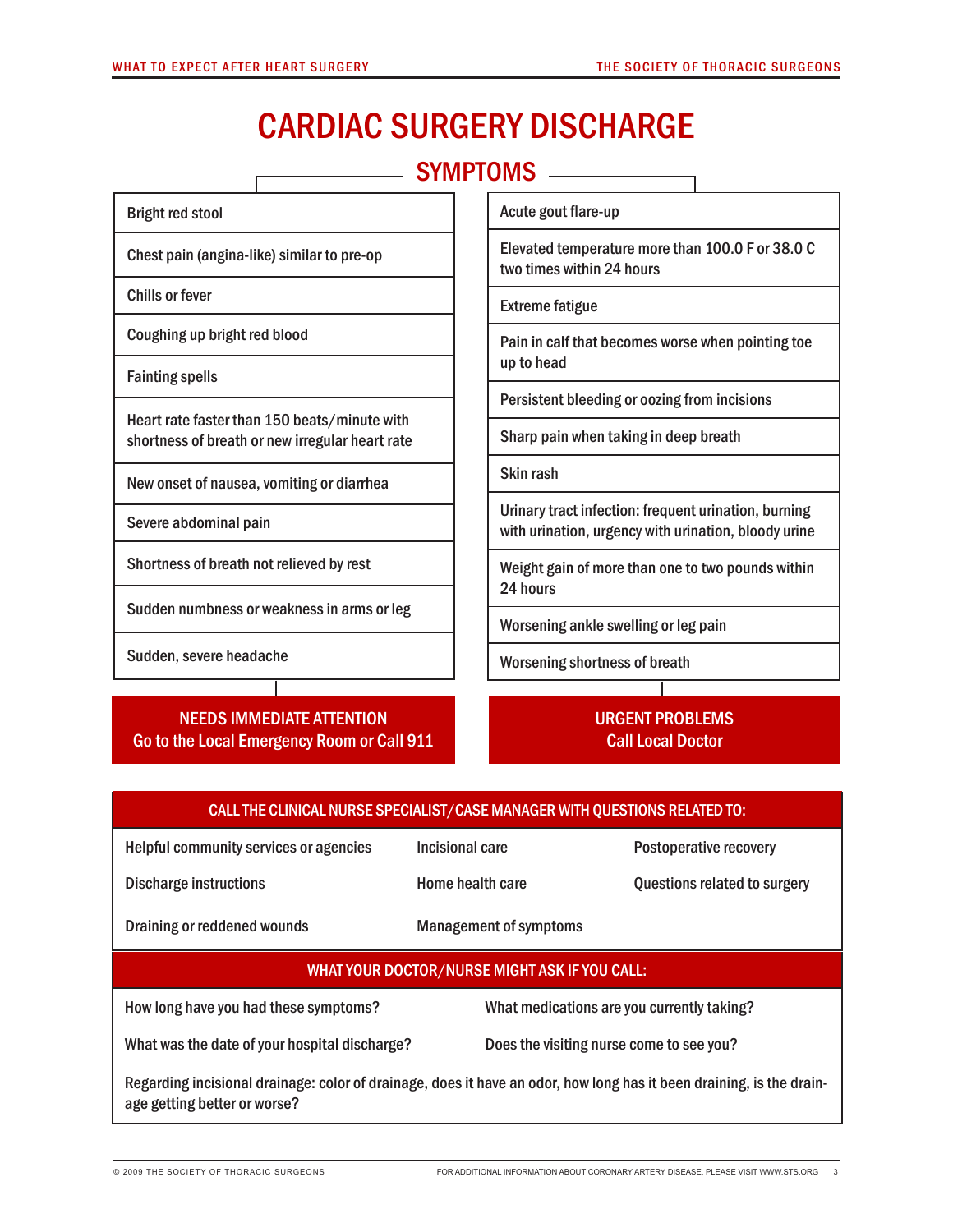# CARDIAC SURGERY DISCHARGE

## SYMPTOMS

| Symptoms |
|---|
| Bright red stool |
| Chest pain (angina-like) similar to pre-op |
| Chills or fever |
| Coughing up bright red blood |
| Fainting spells |
| Heart rate faster than 150 beats/minute with shortness of breath or new irregular heart rate |
| New onset of nausea, vomiting or diarrhea |
| Severe abdominal pain |
| Shortness of breath not relieved by rest |
| Sudden numbness or weakness in arms or leg |
| Sudden, severe headache |

**NEEDS IMMEDIATE ATTENTION**
**Go to the Local Emergency Room or Call 911**

| Symptoms |
|---|
| Acute gout flare-up |
| Elevated temperature more than 100.0 F or 38.0 C two times within 24 hours |
| Extreme fatigue |
| Pain in calf that becomes worse when pointing toe up to head |
| Persistent bleeding or oozing from incisions |
| Sharp pain when taking in deep breath |
| Skin rash |
| Urinary tract infection: frequent urination, burning with urination, urgency with urination, bloody urine |
| Weight gain of more than one to two pounds within 24 hours |
| Worsening ankle swelling or leg pain |
| Worsening shortness of breath |

**URGENT PROBLEMS**
**Call Local Doctor**

### CALL THE CLINICAL NURSE SPECIALIST/CASE MANAGER WITH QUESTIONS RELATED TO:

- Helpful community services or agencies
- Discharge instructions
- Draining or reddened wounds
- Incisional care
- Home health care
- Management of symptoms
- Postoperative recovery
- Questions related to surgery

### WHAT YOUR DOCTOR/NURSE MIGHT ASK IF YOU CALL:

- How long have you had these symptoms?
- What was the date of your hospital discharge?
- What medications are you currently taking?
- Does the visiting nurse come to see you?
- Regarding incisional drainage: color of drainage, does it have an odor, how long has it been draining, is the drainage getting better or worse?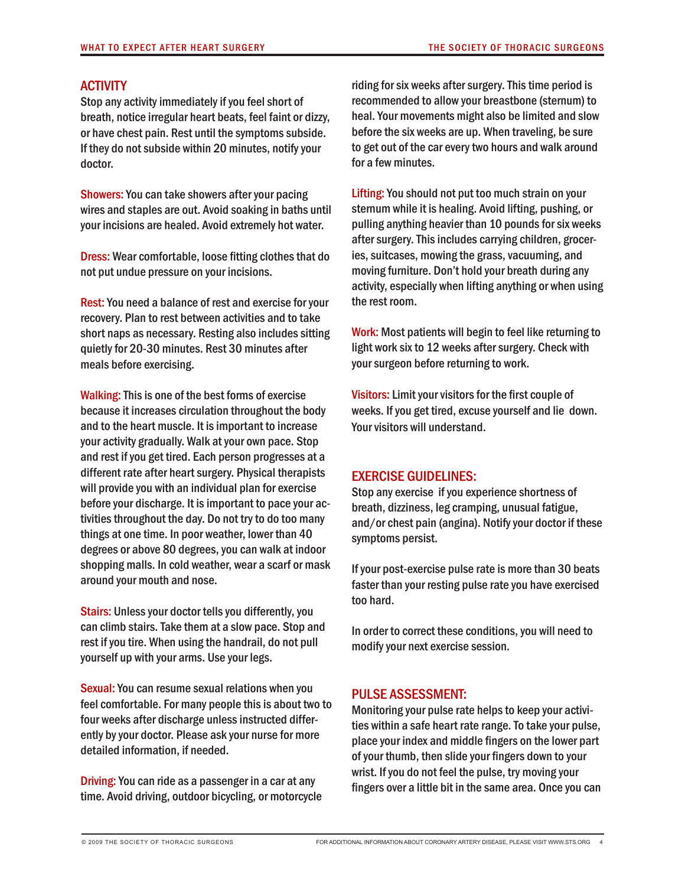## ACTIVITY

Stop any activity immediately if you feel short of breath, notice irregular heart beats, feel faint or dizzy, or have chest pain. Rest until the symptoms subside. If they do not subside within 20 minutes, notify your doctor.

**Showers:** You can take showers after your pacing wires and staples are out. Avoid soaking in baths until your incisions are healed. Avoid extremely hot water.

**Dress:** Wear comfortable, loose fitting clothes that do not put undue pressure on your incisions.

**Rest:** You need a balance of rest and exercise for your recovery. Plan to rest between activities and to take short naps as necessary. Resting also includes sitting quietly for 20-30 minutes. Rest 30 minutes after meals before exercising.

**Walking:** This is one of the best forms of exercise because it increases circulation throughout the body and to the heart muscle. It is important to increase your activity gradually. Walk at your own pace. Stop and rest if you get tired. Each person progresses at a different rate after heart surgery. Physical therapists will provide you with an individual plan for exercise before your discharge. It is important to pace your activities throughout the day. Do not try to do too many things at one time. In poor weather, lower than 40 degrees or above 80 degrees, you can walk at indoor shopping malls. In cold weather, wear a scarf or mask around your mouth and nose.

**Stairs:** Unless your doctor tells you differently, you can climb stairs. Take them at a slow pace. Stop and rest if you tire. When using the handrail, do not pull yourself up with your arms. Use your legs.

**Sexual:** You can resume sexual relations when you feel comfortable. For many people this is about two to four weeks after discharge unless instructed differently by your doctor. Please ask your nurse for more detailed information, if needed.

**Driving:** You can ride as a passenger in a car at any time. Avoid driving, outdoor bicycling, or motorcycle riding for six weeks after surgery. This time period is recommended to allow your breastbone (sternum) to heal. Your movements might also be limited and slow before the six weeks are up. When traveling, be sure to get out of the car every two hours and walk around for a few minutes.

**Lifting:** You should not put too much strain on your sternum while it is healing. Avoid lifting, pushing, or pulling anything heavier than 10 pounds for six weeks after surgery. This includes carrying children, groceries, suitcases, mowing the grass, vacuuming, and moving furniture. Don't hold your breath during any activity, especially when lifting anything or when using the rest room.

**Work:** Most patients will begin to feel like returning to light work six to 12 weeks after surgery. Check with your surgeon before returning to work.

**Visitors:** Limit your visitors for the first couple of weeks. If you get tired, excuse yourself and lie down. Your visitors will understand.

## EXERCISE GUIDELINES:

Stop any exercise if you experience shortness of breath, dizziness, leg cramping, unusual fatigue, and/or chest pain (angina). Notify your doctor if these symptoms persist.

If your post-exercise pulse rate is more than 30 beats faster than your resting pulse rate you have exercised too hard.

In order to correct these conditions, you will need to modify your next exercise session.

## PULSE ASSESSMENT:

Monitoring your pulse rate helps to keep your activities within a safe heart rate range. To take your pulse, place your index and middle fingers on the lower part of your thumb, then slide your fingers down to your wrist. If you do not feel the pulse, try moving your fingers over a little bit in the same area. Once you can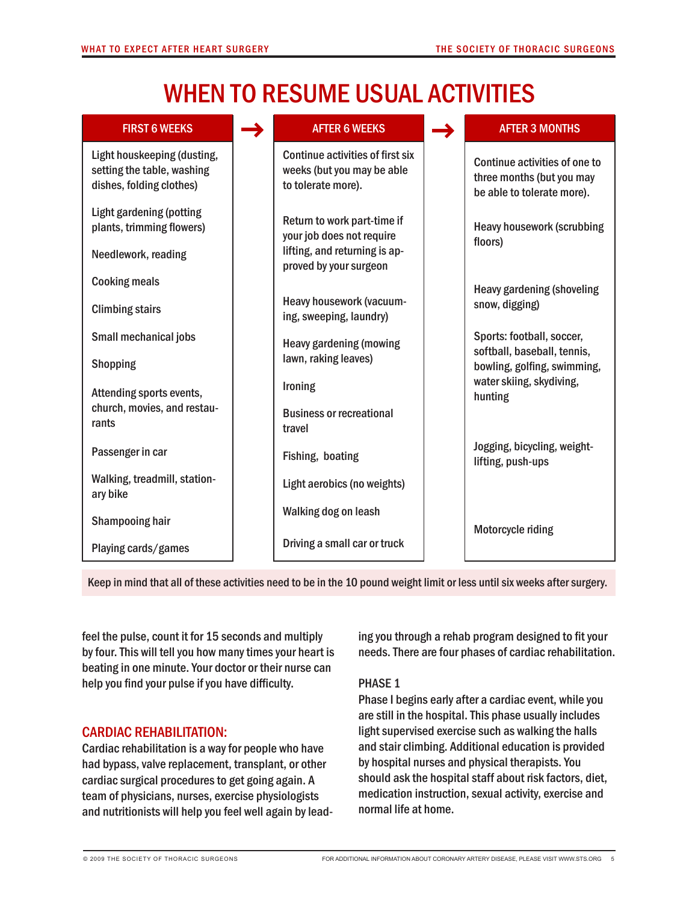# WHEN TO RESUME USUAL ACTIVITIES

| FIRST 6 WEEKS | AFTER 6 WEEKS | AFTER 3 MONTHS |
|---|---|---|
| Light houskeeping (dusting, setting the table, washing dishes, folding clothes) | Continue activities of first six weeks (but you may be able to tolerate more). | Continue activities of one to three months (but you may be able to tolerate more). |
| Light gardening (potting plants, trimming flowers) | Return to work part-time if your job does not require lifting, and returning is approved by your surgeon | Heavy housework (scrubbing floors) |
| Needlework, reading | Heavy housework (vacuuming, sweeping, laundry) | Heavy gardening (shoveling snow, digging) |
| Cooking meals | Heavy gardening (mowing lawn, raking leaves) | Sports: football, soccer, softball, baseball, tennis, bowling, golfing, swimming, water skiing, skydiving, hunting |
| Climbing stairs | Ironing | Jogging, bicycling, weight-lifting, push-ups |
| Small mechanical jobs | Business or recreational travel | Motorcycle riding |
| Shopping | Fishing, boating | |
| Attending sports events, church, movies, and restaurants | Light aerobics (no weights) | |
| Passenger in car | Walking dog on leash | |
| Walking, treadmill, stationary bike | Driving a small car or truck | |
| Shampooing hair | | |
| Playing cards/games | | |

Keep in mind that all of these activities need to be in the 10 pound weight limit or less until six weeks after surgery.

feel the pulse, count it for 15 seconds and multiply by four. This will tell you how many times your heart is beating in one minute. Your doctor or their nurse can help you find your pulse if you have difficulty.

## CARDIAC REHABILITATION:

Cardiac rehabilitation is a way for people who have had bypass, valve replacement, transplant, or other cardiac surgical procedures to get going again. A team of physicians, nurses, exercise physiologists and nutritionists will help you feel well again by leading you through a rehab program designed to fit your needs. There are four phases of cardiac rehabilitation.

### PHASE 1

Phase I begins early after a cardiac event, while you are still in the hospital. This phase usually includes light supervised exercise such as walking the halls and stair climbing. Additional education is provided by hospital nurses and physical therapists. You should ask the hospital staff about risk factors, diet, medication instruction, sexual activity, exercise and normal life at home.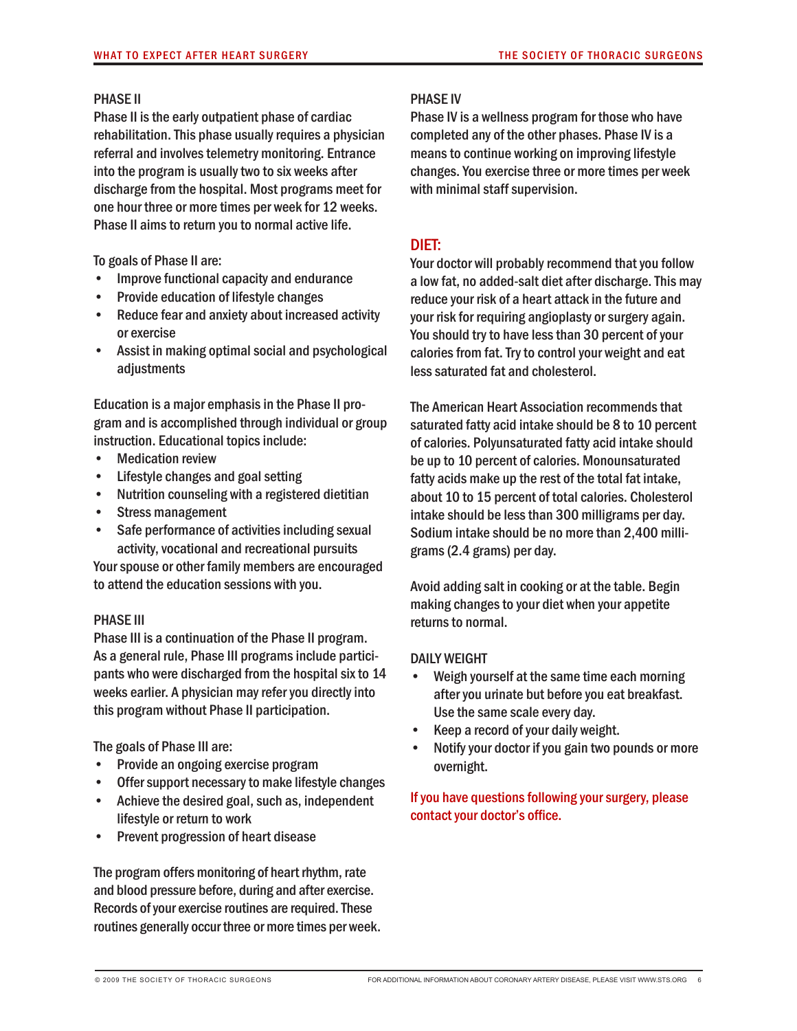### PHASE II

Phase II is the early outpatient phase of cardiac rehabilitation. This phase usually requires a physician referral and involves telemetry monitoring. Entrance into the program is usually two to six weeks after discharge from the hospital. Most programs meet for one hour three or more times per week for 12 weeks. Phase II aims to return you to normal active life.

To goals of Phase II are:

- Improve functional capacity and endurance
- Provide education of lifestyle changes
- Reduce fear and anxiety about increased activity or exercise
- Assist in making optimal social and psychological adjustments

Education is a major emphasis in the Phase II program and is accomplished through individual or group instruction. Educational topics include:

- Medication review
- Lifestyle changes and goal setting
- Nutrition counseling with a registered dietitian
- Stress management
- Safe performance of activities including sexual activity, vocational and recreational pursuits

Your spouse or other family members are encouraged to attend the education sessions with you.

### PHASE III

Phase III is a continuation of the Phase II program. As a general rule, Phase III programs include participants who were discharged from the hospital six to 14 weeks earlier. A physician may refer you directly into this program without Phase II participation.

The goals of Phase III are:

- Provide an ongoing exercise program
- Offer support necessary to make lifestyle changes
- Achieve the desired goal, such as, independent lifestyle or return to work
- Prevent progression of heart disease

The program offers monitoring of heart rhythm, rate and blood pressure before, during and after exercise. Records of your exercise routines are required. These routines generally occur three or more times per week.

### PHASE IV

Phase IV is a wellness program for those who have completed any of the other phases. Phase IV is a means to continue working on improving lifestyle changes. You exercise three or more times per week with minimal staff supervision.

## DIET:

Your doctor will probably recommend that you follow a low fat, no added-salt diet after discharge. This may reduce your risk of a heart attack in the future and your risk for requiring angioplasty or surgery again. You should try to have less than 30 percent of your calories from fat. Try to control your weight and eat less saturated fat and cholesterol.

The American Heart Association recommends that saturated fatty acid intake should be 8 to 10 percent of calories. Polyunsaturated fatty acid intake should be up to 10 percent of calories. Monounsaturated fatty acids make up the rest of the total fat intake, about 10 to 15 percent of total calories. Cholesterol intake should be less than 300 milligrams per day. Sodium intake should be no more than 2,400 milligrams (2.4 grams) per day.

Avoid adding salt in cooking or at the table. Begin making changes to your diet when your appetite returns to normal.

### DAILY WEIGHT

- Weigh yourself at the same time each morning after you urinate but before you eat breakfast. Use the same scale every day.
- Keep a record of your daily weight.
- Notify your doctor if you gain two pounds or more overnight.

If you have questions following your surgery, please contact your doctor's office.